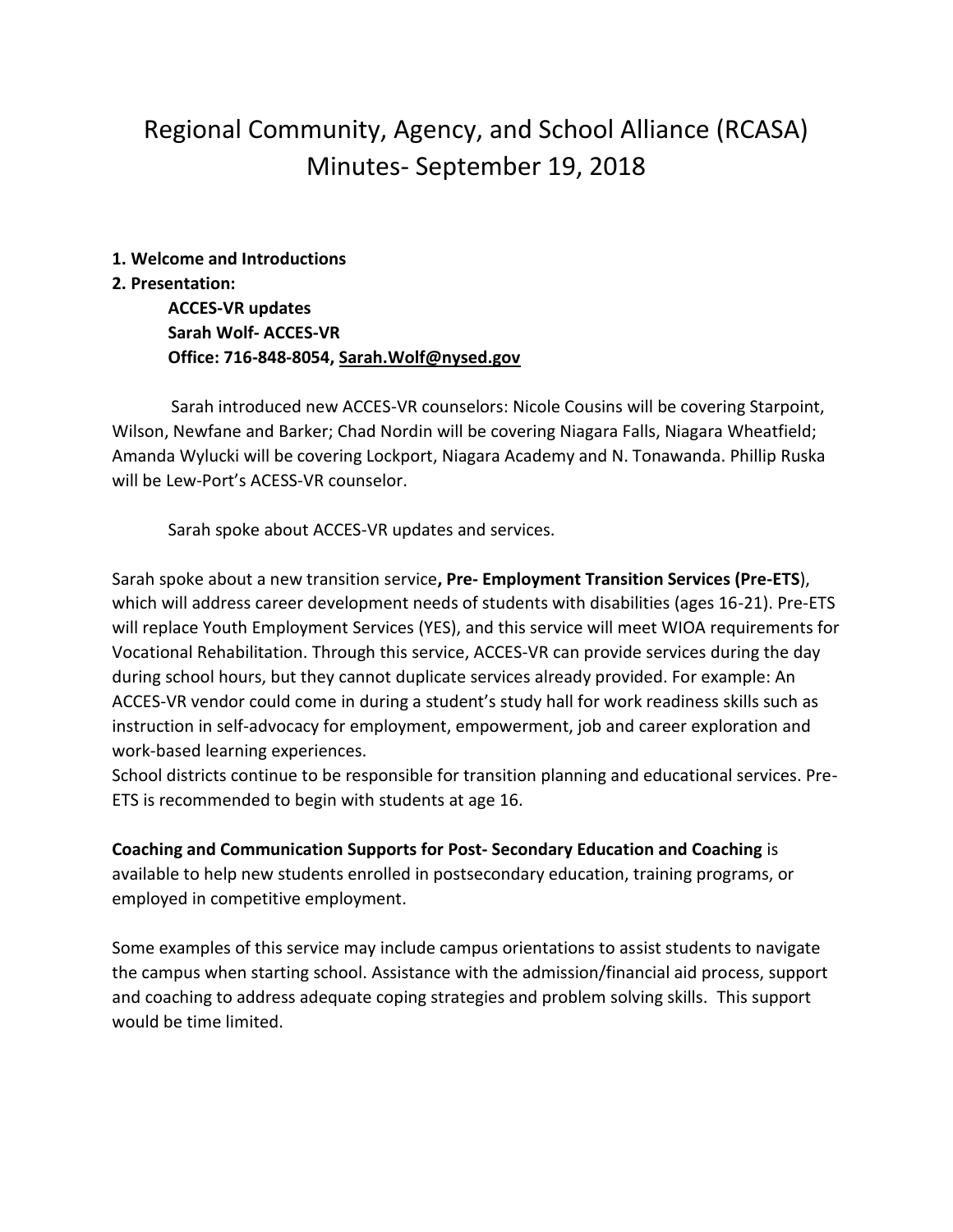# Regional Community, Agency, and School Alliance (RCASA) Minutes- September 19, 2018

**1. Welcome and Introductions**

**2. Presentation:**

> **ACCES-VR updates**
> **Sarah Wolf- ACCES-VR**
> **Office: 716-848-8054, Sarah.Wolf@nysed.gov**

Sarah introduced new ACCES-VR counselors: Nicole Cousins will be covering Starpoint, Wilson, Newfane and Barker; Chad Nordin will be covering Niagara Falls, Niagara Wheatfield; Amanda Wylucki will be covering Lockport, Niagara Academy and N. Tonawanda. Phillip Ruska will be Lew-Port's ACESS-VR counselor.

Sarah spoke about ACCES-VR updates and services.

Sarah spoke about a new transition service**, Pre- Employment Transition Services (Pre-ETS**), which will address career development needs of students with disabilities (ages 16-21). Pre-ETS will replace Youth Employment Services (YES), and this service will meet WIOA requirements for Vocational Rehabilitation. Through this service, ACCES-VR can provide services during the day during school hours, but they cannot duplicate services already provided. For example: An ACCES-VR vendor could come in during a student's study hall for work readiness skills such as instruction in self-advocacy for employment, empowerment, job and career exploration and work-based learning experiences.
School districts continue to be responsible for transition planning and educational services. Pre-ETS is recommended to begin with students at age 16.

**Coaching and Communication Supports for Post- Secondary Education and Coaching** is available to help new students enrolled in postsecondary education, training programs, or employed in competitive employment.

Some examples of this service may include campus orientations to assist students to navigate the campus when starting school. Assistance with the admission/financial aid process, support and coaching to address adequate coping strategies and problem solving skills. This support would be time limited.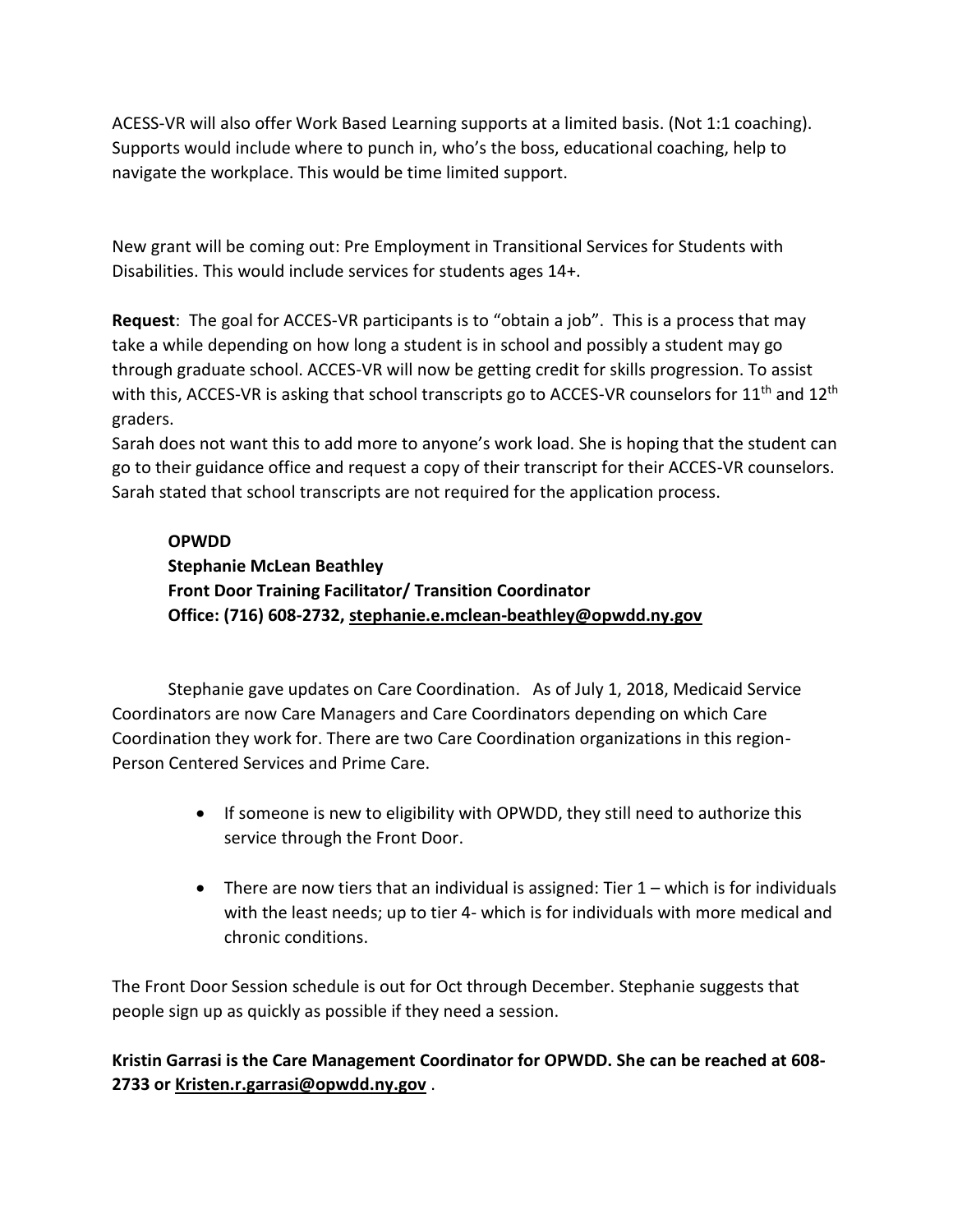ACESS-VR will also offer Work Based Learning supports at a limited basis. (Not 1:1 coaching). Supports would include where to punch in, who's the boss, educational coaching, help to navigate the workplace. This would be time limited support.

New grant will be coming out: Pre Employment in Transitional Services for Students with Disabilities. This would include services for students ages 14+.

**Request**: The goal for ACCES-VR participants is to "obtain a job". This is a process that may take a while depending on how long a student is in school and possibly a student may go through graduate school. ACCES-VR will now be getting credit for skills progression. To assist with this, ACCES-VR is asking that school transcripts go to ACCES-VR counselors for 11th and 12th graders.

Sarah does not want this to add more to anyone's work load. She is hoping that the student can go to their guidance office and request a copy of their transcript for their ACCES-VR counselors. Sarah stated that school transcripts are not required for the application process.

**OPWDD**
**Stephanie McLean Beathley**
**Front Door Training Facilitator/ Transition Coordinator**
**Office: (716) 608-2732, stephanie.e.mclean-beathley@opwdd.ny.gov**

Stephanie gave updates on Care Coordination. As of July 1, 2018, Medicaid Service Coordinators are now Care Managers and Care Coordinators depending on which Care Coordination they work for. There are two Care Coordination organizations in this region- Person Centered Services and Prime Care.

- If someone is new to eligibility with OPWDD, they still need to authorize this service through the Front Door.
- There are now tiers that an individual is assigned: Tier 1 – which is for individuals with the least needs; up to tier 4- which is for individuals with more medical and chronic conditions.

The Front Door Session schedule is out for Oct through December. Stephanie suggests that people sign up as quickly as possible if they need a session.

**Kristin Garrasi is the Care Management Coordinator for OPWDD. She can be reached at 608-2733 or Kristen.r.garrasi@opwdd.ny.gov** .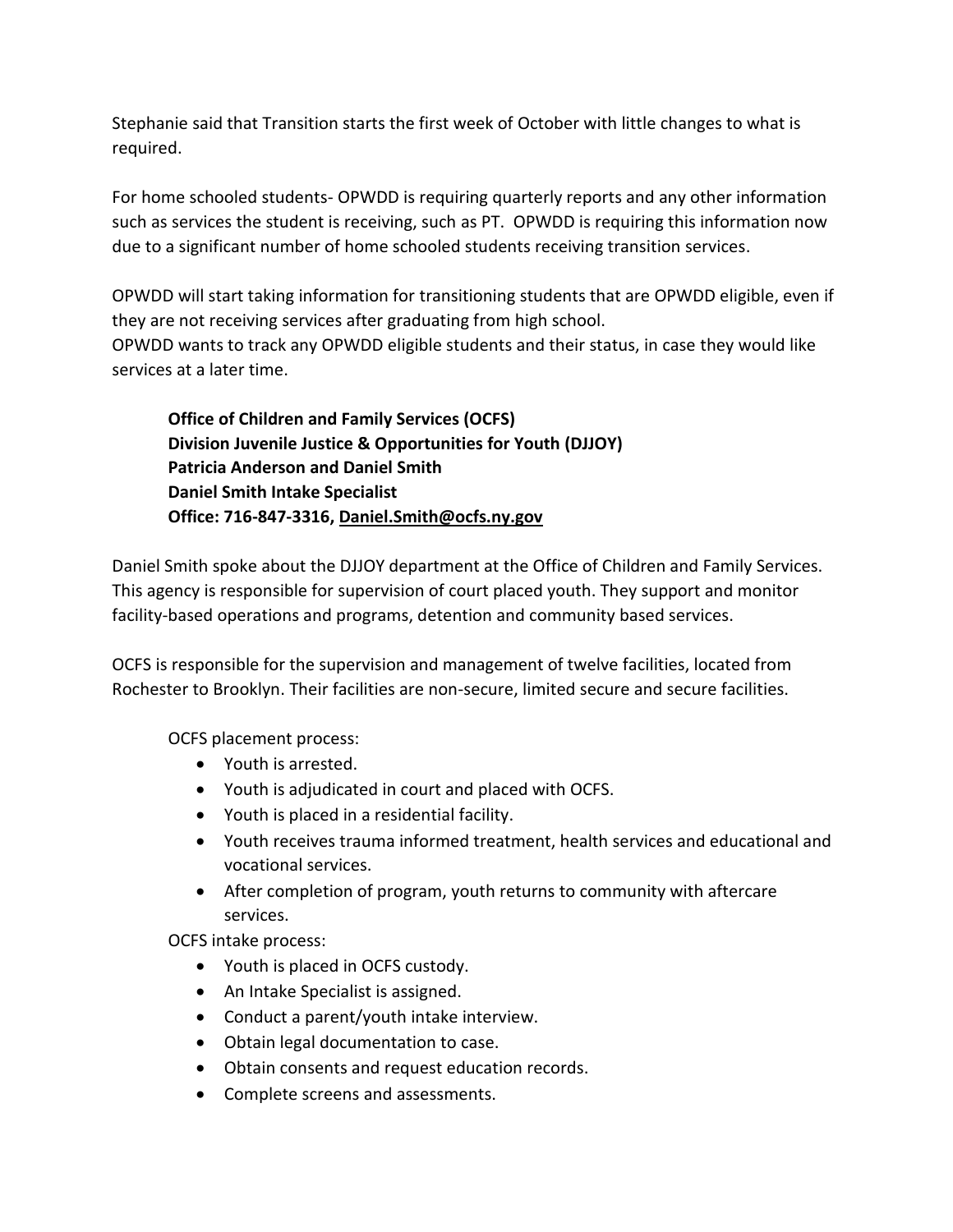Stephanie said that Transition starts the first week of October with little changes to what is required.

For home schooled students- OPWDD is requiring quarterly reports and any other information such as services the student is receiving, such as PT. OPWDD is requiring this information now due to a significant number of home schooled students receiving transition services.

OPWDD will start taking information for transitioning students that are OPWDD eligible, even if they are not receiving services after graduating from high school.
OPWDD wants to track any OPWDD eligible students and their status, in case they would like services at a later time.

**Office of Children and Family Services (OCFS)**
**Division Juvenile Justice & Opportunities for Youth (DJJOY)**
**Patricia Anderson and Daniel Smith**
**Daniel Smith Intake Specialist**
**Office: 716-847-3316, Daniel.Smith@ocfs.ny.gov**

Daniel Smith spoke about the DJJOY department at the Office of Children and Family Services. This agency is responsible for supervision of court placed youth. They support and monitor facility-based operations and programs, detention and community based services.

OCFS is responsible for the supervision and management of twelve facilities, located from Rochester to Brooklyn. Their facilities are non-secure, limited secure and secure facilities.

OCFS placement process:

- Youth is arrested.
- Youth is adjudicated in court and placed with OCFS.
- Youth is placed in a residential facility.
- Youth receives trauma informed treatment, health services and educational and vocational services.
- After completion of program, youth returns to community with aftercare services.

OCFS intake process:

- Youth is placed in OCFS custody.
- An Intake Specialist is assigned.
- Conduct a parent/youth intake interview.
- Obtain legal documentation to case.
- Obtain consents and request education records.
- Complete screens and assessments.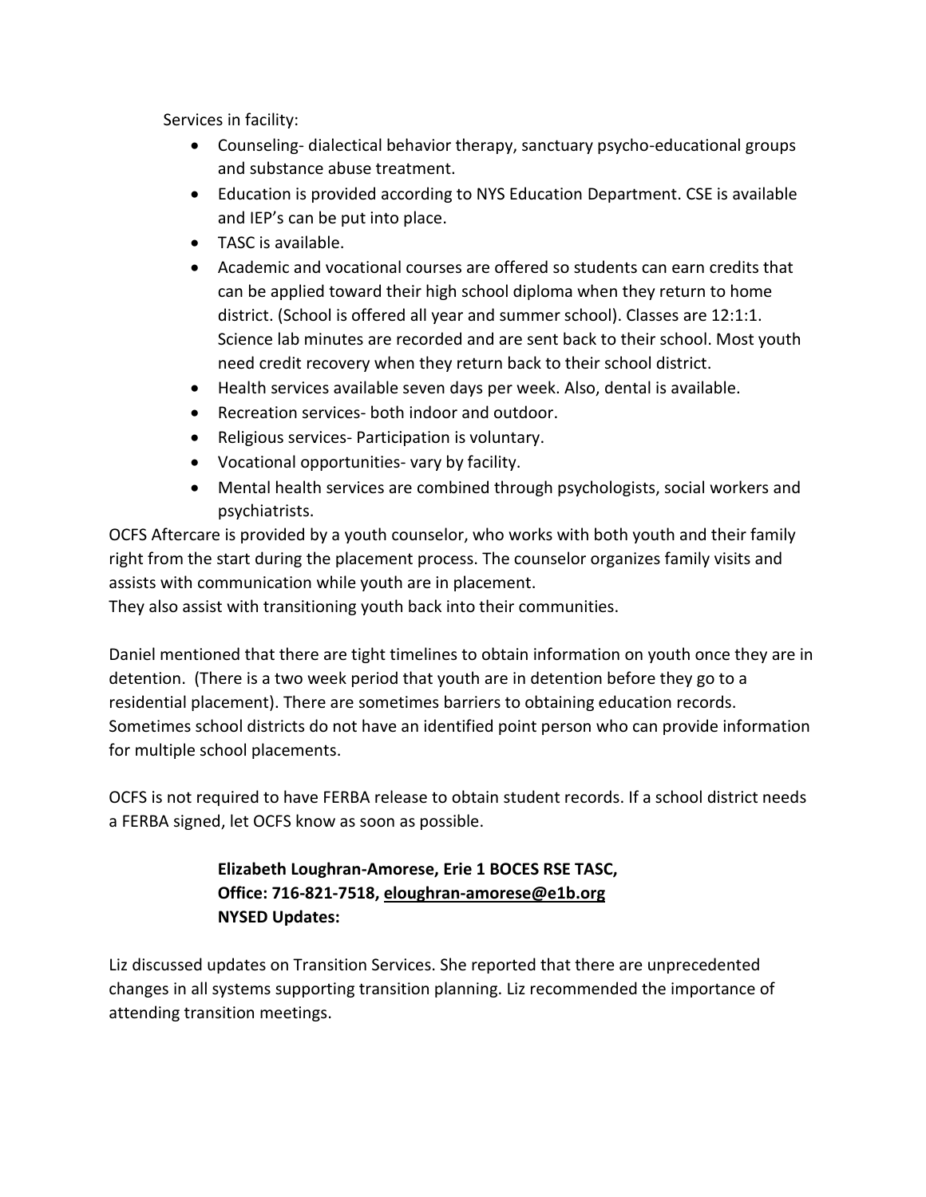Services in facility:

- Counseling- dialectical behavior therapy, sanctuary psycho-educational groups and substance abuse treatment.
- Education is provided according to NYS Education Department. CSE is available and IEP's can be put into place.
- TASC is available.
- Academic and vocational courses are offered so students can earn credits that can be applied toward their high school diploma when they return to home district. (School is offered all year and summer school). Classes are 12:1:1. Science lab minutes are recorded and are sent back to their school. Most youth need credit recovery when they return back to their school district.
- Health services available seven days per week. Also, dental is available.
- Recreation services- both indoor and outdoor.
- Religious services- Participation is voluntary.
- Vocational opportunities- vary by facility.
- Mental health services are combined through psychologists, social workers and psychiatrists.

OCFS Aftercare is provided by a youth counselor, who works with both youth and their family right from the start during the placement process. The counselor organizes family visits and assists with communication while youth are in placement.
They also assist with transitioning youth back into their communities.

Daniel mentioned that there are tight timelines to obtain information on youth once they are in detention. (There is a two week period that youth are in detention before they go to a residential placement). There are sometimes barriers to obtaining education records. Sometimes school districts do not have an identified point person who can provide information for multiple school placements.

OCFS is not required to have FERBA release to obtain student records. If a school district needs a FERBA signed, let OCFS know as soon as possible.

**Elizabeth Loughran-Amorese, Erie 1 BOCES RSE TASC,**
**Office: 716-821-7518, eloughran-amorese@e1b.org**
**NYSED Updates:**

Liz discussed updates on Transition Services. She reported that there are unprecedented changes in all systems supporting transition planning. Liz recommended the importance of attending transition meetings.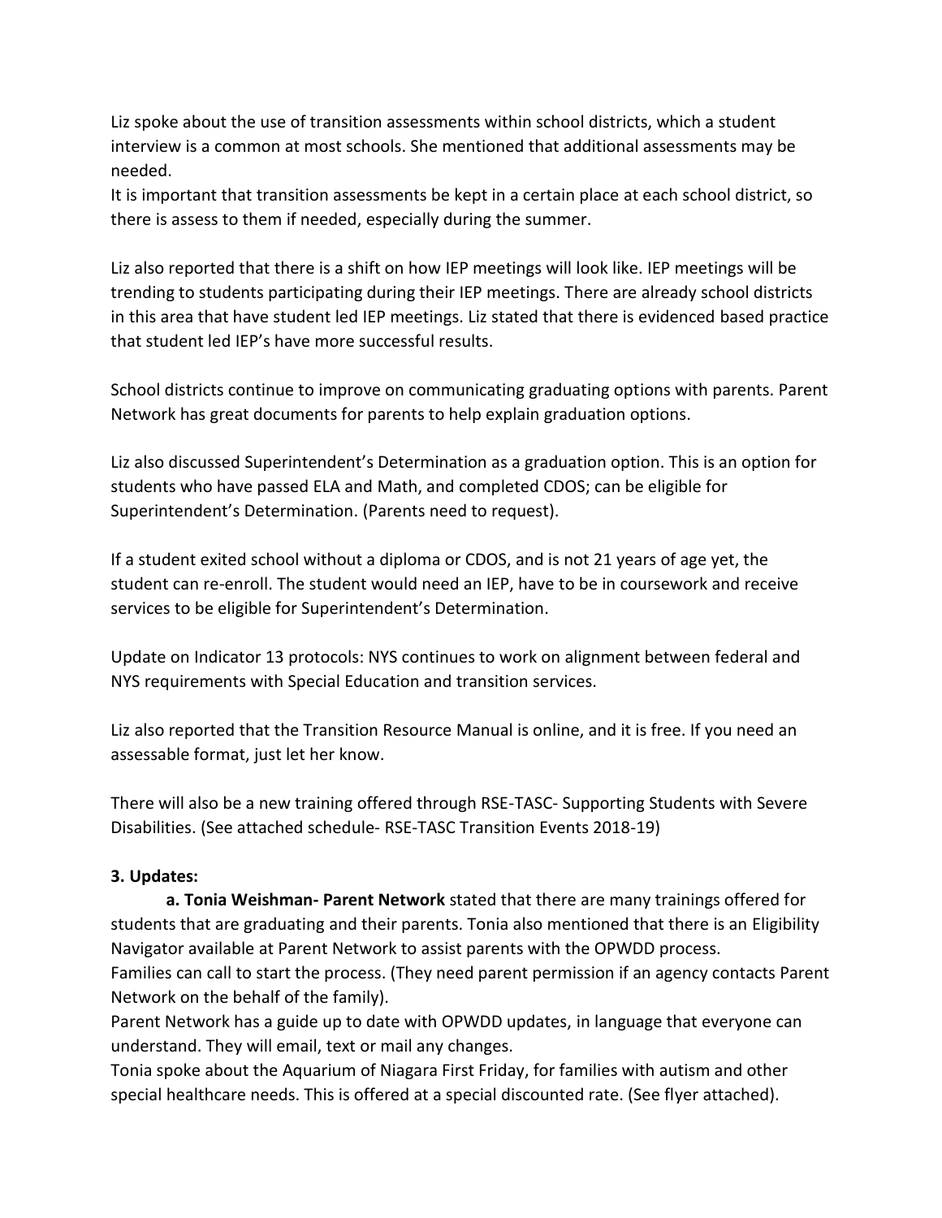Liz spoke about the use of transition assessments within school districts, which a student interview is a common at most schools. She mentioned that additional assessments may be needed.
It is important that transition assessments be kept in a certain place at each school district, so there is assess to them if needed, especially during the summer.

Liz also reported that there is a shift on how IEP meetings will look like. IEP meetings will be trending to students participating during their IEP meetings. There are already school districts in this area that have student led IEP meetings. Liz stated that there is evidenced based practice that student led IEP's have more successful results.

School districts continue to improve on communicating graduating options with parents. Parent Network has great documents for parents to help explain graduation options.

Liz also discussed Superintendent's Determination as a graduation option. This is an option for students who have passed ELA and Math, and completed CDOS; can be eligible for Superintendent's Determination. (Parents need to request).

If a student exited school without a diploma or CDOS, and is not 21 years of age yet, the student can re-enroll. The student would need an IEP, have to be in coursework and receive services to be eligible for Superintendent's Determination.

Update on Indicator 13 protocols: NYS continues to work on alignment between federal and NYS requirements with Special Education and transition services.

Liz also reported that the Transition Resource Manual is online, and it is free. If you need an assessable format, just let her know.

There will also be a new training offered through RSE-TASC- Supporting Students with Severe Disabilities. (See attached schedule- RSE-TASC Transition Events 2018-19)

**3. Updates:**

**a. Tonia Weishman- Parent Network** stated that there are many trainings offered for students that are graduating and their parents. Tonia also mentioned that there is an Eligibility Navigator available at Parent Network to assist parents with the OPWDD process.
Families can call to start the process. (They need parent permission if an agency contacts Parent Network on the behalf of the family).
Parent Network has a guide up to date with OPWDD updates, in language that everyone can understand. They will email, text or mail any changes.
Tonia spoke about the Aquarium of Niagara First Friday, for families with autism and other special healthcare needs. This is offered at a special discounted rate. (See flyer attached).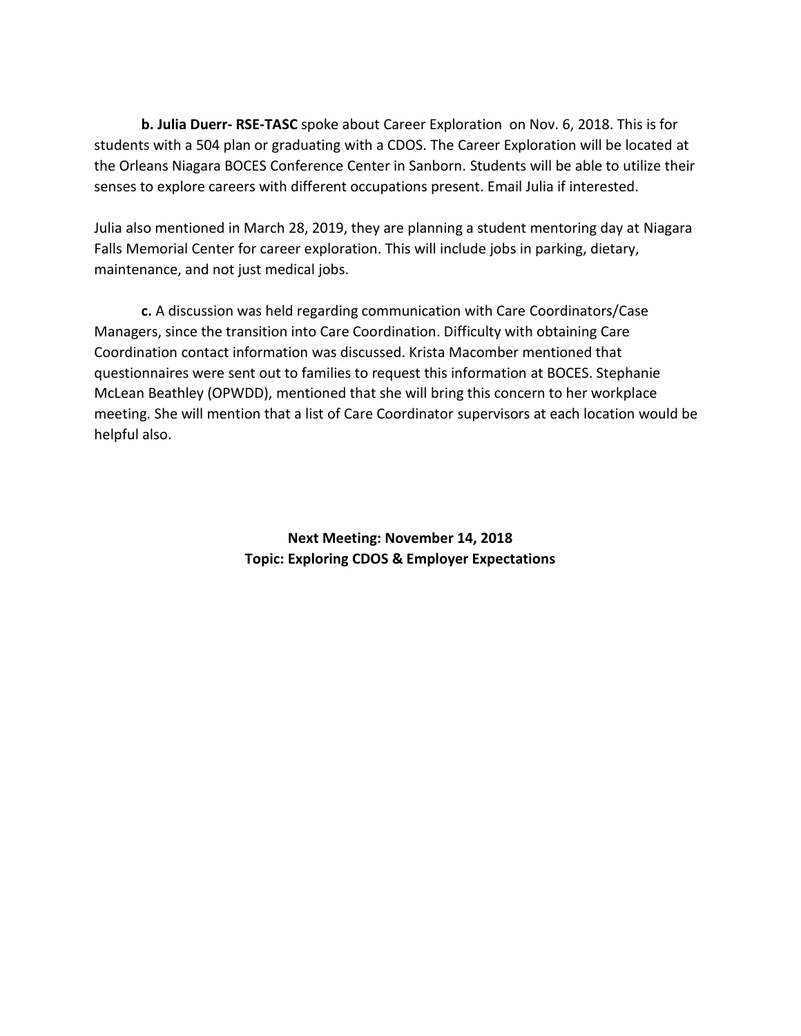**b. Julia Duerr- RSE-TASC** spoke about Career Exploration on Nov. 6, 2018. This is for students with a 504 plan or graduating with a CDOS. The Career Exploration will be located at the Orleans Niagara BOCES Conference Center in Sanborn. Students will be able to utilize their senses to explore careers with different occupations present. Email Julia if interested.

Julia also mentioned in March 28, 2019, they are planning a student mentoring day at Niagara Falls Memorial Center for career exploration. This will include jobs in parking, dietary, maintenance, and not just medical jobs.

**c.** A discussion was held regarding communication with Care Coordinators/Case Managers, since the transition into Care Coordination. Difficulty with obtaining Care Coordination contact information was discussed. Krista Macomber mentioned that questionnaires were sent out to families to request this information at BOCES. Stephanie McLean Beathley (OPWDD), mentioned that she will bring this concern to her workplace meeting. She will mention that a list of Care Coordinator supervisors at each location would be helpful also.

**Next Meeting: November 14, 2018**
**Topic: Exploring CDOS & Employer Expectations**